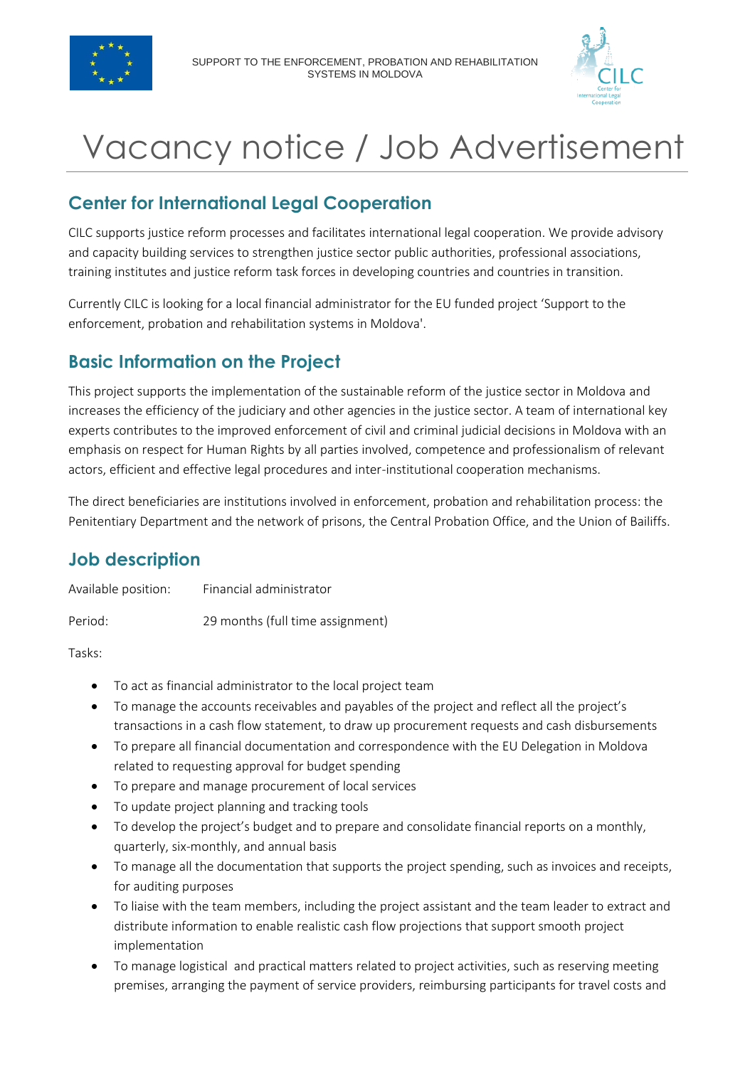SUPPORT TO THE ENFORCEMENT, PROBATION AND REHABILITATION SYSTEMS IN MOLDOVA

# Vacancy notice / Job Advertisement

## Center for International Legal Cooperation

CILC supports justice reform processes and facilitates international legal cooperation. We provide advisory and capacity building services to strengthen justice sector public authorities, professional associations, training institutes and justice reform task forces in developing countries and countries in transition.

Currently CILC is looking for a local financial administrator for the EU funded project 'Support to the enforcement, probation and rehabilitation systems in Moldova'.

## Basic Information on the Project

This project supports the implementation of the sustainable reform of the justice sector in Moldova and increases the efficiency of the judiciary and other agencies in the justice sector. A team of international key experts contributes to the improved enforcement of civil and criminal judicial decisions in Moldova with an emphasis on respect for Human Rights by all parties involved, competence and professionalism of relevant actors, efficient and effective legal procedures and inter-institutional cooperation mechanisms.

The direct beneficiaries are institutions involved in enforcement, probation and rehabilitation process: the Penitentiary Department and the network of prisons, the Central Probation Office, and the Union of Bailiffs.

## Job description

Available position: Financial administrator

Period: 29 months (full time assignment)

Tasks:

- To act as financial administrator to the local project team
- To manage the accounts receivables and payables of the project and reflect all the project's transactions in a cash flow statement, to draw up procurement requests and cash disbursements
- To prepare all financial documentation and correspondence with the EU Delegation in Moldova related to requesting approval for budget spending
- To prepare and manage procurement of local services
- To update project planning and tracking tools
- To develop the project's budget and to prepare and consolidate financial reports on a monthly, quarterly, six-monthly, and annual basis
- To manage all the documentation that supports the project spending, such as invoices and receipts, for auditing purposes
- To liaise with the team members, including the project assistant and the team leader to extract and distribute information to enable realistic cash flow projections that support smooth project implementation
- To manage logistical and practical matters related to project activities, such as reserving meeting premises, arranging the payment of service providers, reimbursing participants for travel costs and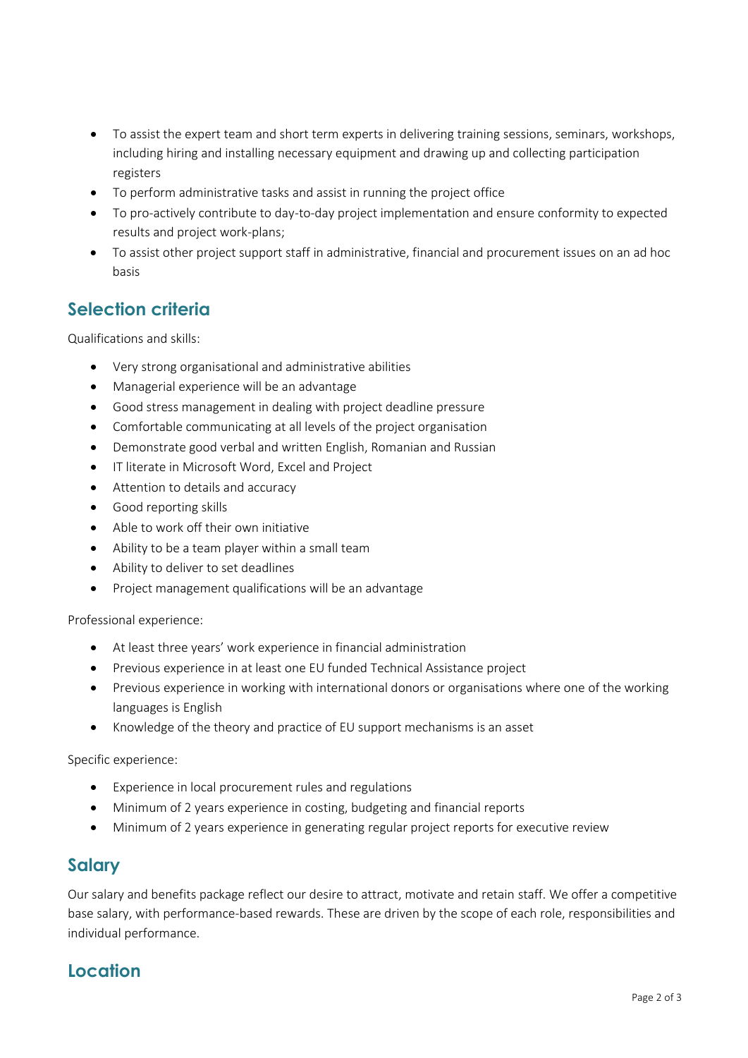- To assist the expert team and short term experts in delivering training sessions, seminars, workshops, including hiring and installing necessary equipment and drawing up and collecting participation registers
- To perform administrative tasks and assist in running the project office
- To pro-actively contribute to day-to-day project implementation and ensure conformity to expected results and project work-plans;
- To assist other project support staff in administrative, financial and procurement issues on an ad hoc basis

## Selection criteria

Qualifications and skills:

- Very strong organisational and administrative abilities
- Managerial experience will be an advantage
- Good stress management in dealing with project deadline pressure
- Comfortable communicating at all levels of the project organisation
- Demonstrate good verbal and written English, Romanian and Russian
- IT literate in Microsoft Word, Excel and Project
- Attention to details and accuracy
- Good reporting skills
- Able to work off their own initiative
- Ability to be a team player within a small team
- Ability to deliver to set deadlines
- Project management qualifications will be an advantage

Professional experience:

- At least three years' work experience in financial administration
- Previous experience in at least one EU funded Technical Assistance project
- Previous experience in working with international donors or organisations where one of the working languages is English
- Knowledge of the theory and practice of EU support mechanisms is an asset

Specific experience:

- Experience in local procurement rules and regulations
- Minimum of 2 years experience in costing, budgeting and financial reports
- Minimum of 2 years experience in generating regular project reports for executive review

## Salary

Our salary and benefits package reflect our desire to attract, motivate and retain staff. We offer a competitive base salary, with performance-based rewards. These are driven by the scope of each role, responsibilities and individual performance.

## Location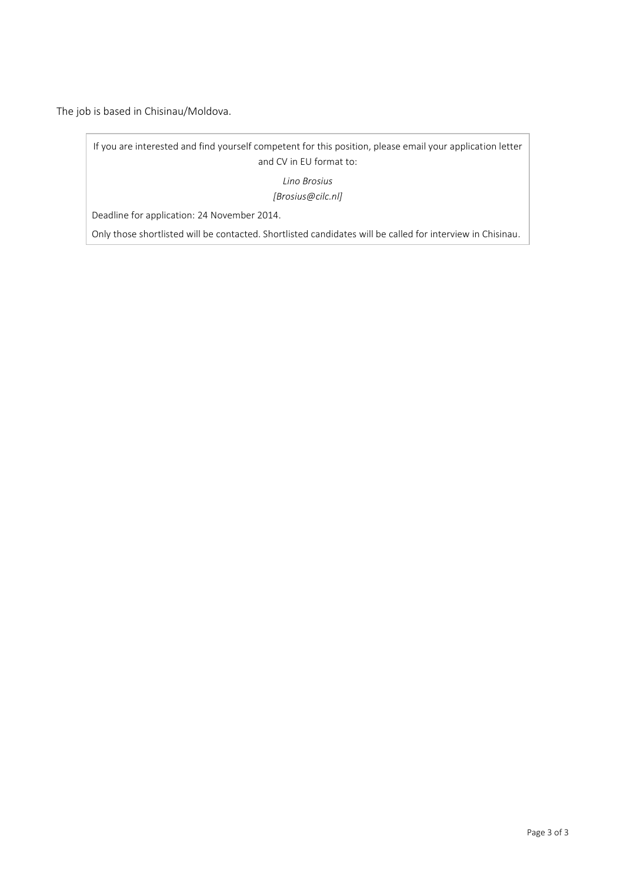The job is based in Chisinau/Moldova.

If you are interested and find yourself competent for this position, please email your application letter and CV in EU format to:

*Lino Brosius*

*[Brosius@cilc.nl]*

Deadline for application: 24 November 2014.

Only those shortlisted will be contacted. Shortlisted candidates will be called for interview in Chisinau.